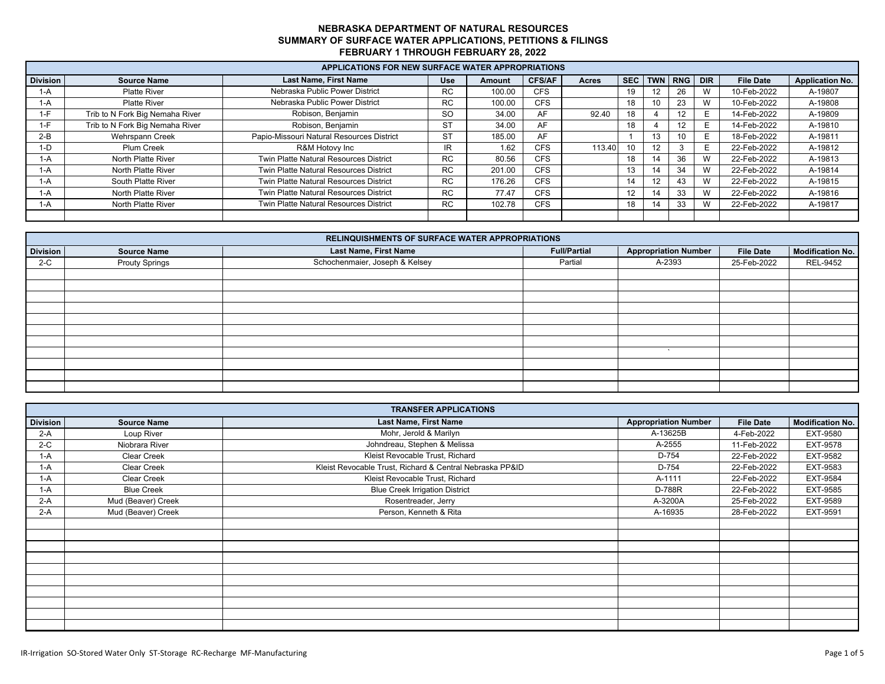# NEBRASKA DEPARTMENT OF NATURAL RESOURCES
## SUMMARY OF SURFACE WATER APPLICATIONS, PETITIONS & FILINGS
### FEBRUARY 1 THROUGH FEBRUARY 28, 2022

**APPLICATIONS FOR NEW SURFACE WATER APPROPRIATIONS**

| Division | Source Name | Last Name, First Name | Use | Amount | CFS/AF | Acres | SEC | TWN | RNG | DIR | File Date | Application No. |
|---|---|---|---|---|---|---|---|---|---|---|---|---|
| 1-A | Platte River | Nebraska Public Power District | RC | 100.00 | CFS | | 19 | 12 | 26 | W | 10-Feb-2022 | A-19807 |
| 1-A | Platte River | Nebraska Public Power District | RC | 100.00 | CFS | | 18 | 10 | 23 | W | 10-Feb-2022 | A-19808 |
| 1-F | Trib to N Fork Big Nemaha River | Robison, Benjamin | SO | 34.00 | AF | 92.40 | 18 | 4 | 12 | E | 14-Feb-2022 | A-19809 |
| 1-F | Trib to N Fork Big Nemaha River | Robison, Benjamin | ST | 34.00 | AF | | 18 | 4 | 12 | E | 14-Feb-2022 | A-19810 |
| 2-B | Wehrspann Creek | Papio-Missouri Natural Resources District | ST | 185.00 | AF | | 1 | 13 | 10 | E | 18-Feb-2022 | A-19811 |
| 1-D | Plum Creek | R&M Hotovy Inc | IR | 1.62 | CFS | 113.40 | 10 | 12 | 3 | E | 22-Feb-2022 | A-19812 |
| 1-A | North Platte River | Twin Platte Natural Resources District | RC | 80.56 | CFS | | 18 | 14 | 36 | W | 22-Feb-2022 | A-19813 |
| 1-A | North Platte River | Twin Platte Natural Resources District | RC | 201.00 | CFS | | 13 | 14 | 34 | W | 22-Feb-2022 | A-19814 |
| 1-A | South Platte River | Twin Platte Natural Resources District | RC | 176.26 | CFS | | 14 | 12 | 43 | W | 22-Feb-2022 | A-19815 |
| 1-A | North Platte River | Twin Platte Natural Resources District | RC | 77.47 | CFS | | 12 | 14 | 33 | W | 22-Feb-2022 | A-19816 |
| 1-A | North Platte River | Twin Platte Natural Resources District | RC | 102.78 | CFS | | 18 | 14 | 33 | W | 22-Feb-2022 | A-19817 |

**RELINQUISHMENTS OF SURFACE WATER APPROPRIATIONS**

| Division | Source Name | Last Name, First Name | Full/Partial | Appropriation Number | File Date | Modification No. |
|---|---|---|---|---|---|---|
| 2-C | Prouty Springs | Schochenmaier, Joseph & Kelsey | Partial | A-2393 | 25-Feb-2022 | REL-9452 |

**TRANSFER APPLICATIONS**

| Division | Source Name | Last Name, First Name | Appropriation Number | File Date | Modification No. |
|---|---|---|---|---|---|
| 2-A | Loup River | Mohr, Jerold & Marilyn | A-13625B | 4-Feb-2022 | EXT-9580 |
| 2-C | Niobrara River | Johndreau, Stephen & Melissa | A-2555 | 11-Feb-2022 | EXT-9578 |
| 1-A | Clear Creek | Kleist Revocable Trust, Richard | D-754 | 22-Feb-2022 | EXT-9582 |
| 1-A | Clear Creek | Kleist Revocable Trust, Richard & Central Nebraska PP&ID | D-754 | 22-Feb-2022 | EXT-9583 |
| 1-A | Clear Creek | Kleist Revocable Trust, Richard | A-1111 | 22-Feb-2022 | EXT-9584 |
| 1-A | Blue Creek | Blue Creek Irrigation District | D-788R | 22-Feb-2022 | EXT-9585 |
| 2-A | Mud (Beaver) Creek | Rosentreader, Jerry | A-3200A | 25-Feb-2022 | EXT-9589 |
| 2-A | Mud (Beaver) Creek | Person, Kenneth & Rita | A-16935 | 28-Feb-2022 | EXT-9591 |

IR-Irrigation SO-Stored Water Only ST-Storage RC-Recharge MF-Manufacturing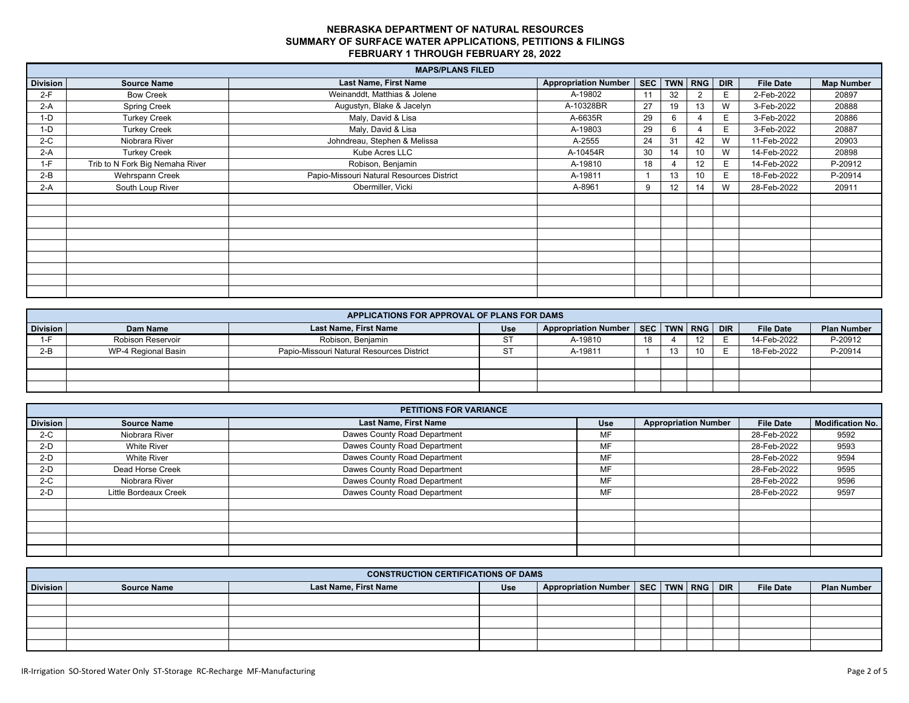# NEBRASKA DEPARTMENT OF NATURAL RESOURCES
## SUMMARY OF SURFACE WATER APPLICATIONS, PETITIONS & FILINGS
### FEBRUARY 1 THROUGH FEBRUARY 28, 2022

**MAPS/PLANS FILED**

| Division | Source Name | Last Name, First Name | Appropriation Number | SEC | TWN | RNG | DIR | File Date | Map Number |
|---|---|---|---|---|---|---|---|---|---|
| 2-F | Bow Creek | Weinanddt, Matthias & Jolene | A-19802 | 11 | 32 | 2 | E | 2-Feb-2022 | 20897 |
| 2-A | Spring Creek | Augustyn, Blake & Jacelyn | A-10328BR | 27 | 19 | 13 | W | 3-Feb-2022 | 20888 |
| 1-D | Turkey Creek | Maly, David & Lisa | A-6635R | 29 | 6 | 4 | E | 3-Feb-2022 | 20886 |
| 1-D | Turkey Creek | Maly, David & Lisa | A-19803 | 29 | 6 | 4 | E | 3-Feb-2022 | 20887 |
| 2-C | Niobrara River | Johndreau, Stephen & Melissa | A-2555 | 24 | 31 | 42 | W | 11-Feb-2022 | 20903 |
| 2-A | Turkey Creek | Kube Acres LLC | A-10454R | 30 | 14 | 10 | W | 14-Feb-2022 | 20898 |
| 1-F | Trib to N Fork Big Nemaha River | Robison, Benjamin | A-19810 | 18 | 4 | 12 | E | 14-Feb-2022 | P-20912 |
| 2-B | Wehrspann Creek | Papio-Missouri Natural Resources District | A-19811 | 1 | 13 | 10 | E | 18-Feb-2022 | P-20914 |
| 2-A | South Loup River | Obermiller, Vicki | A-8961 | 9 | 12 | 14 | W | 28-Feb-2022 | 20911 |

**APPLICATIONS FOR APPROVAL OF PLANS FOR DAMS**

| Division | Dam Name | Last Name, First Name | Use | Appropriation Number | SEC | TWN | RNG | DIR | File Date | Plan Number |
|---|---|---|---|---|---|---|---|---|---|---|
| 1-F | Robison Reservoir | Robison, Benjamin | ST | A-19810 | 18 | 4 | 12 | E | 14-Feb-2022 | P-20912 |
| 2-B | WP-4 Regional Basin | Papio-Missouri Natural Resources District | ST | A-19811 | 1 | 13 | 10 | E | 18-Feb-2022 | P-20914 |

**PETITIONS FOR VARIANCE**

| Division | Source Name | Last Name, First Name | Use | Appropriation Number | File Date | Modification No. |
|---|---|---|---|---|---|---|
| 2-C | Niobrara River | Dawes County Road Department | MF | | 28-Feb-2022 | 9592 |
| 2-D | White River | Dawes County Road Department | MF | | 28-Feb-2022 | 9593 |
| 2-D | White River | Dawes County Road Department | MF | | 28-Feb-2022 | 9594 |
| 2-D | Dead Horse Creek | Dawes County Road Department | MF | | 28-Feb-2022 | 9595 |
| 2-C | Niobrara River | Dawes County Road Department | MF | | 28-Feb-2022 | 9596 |
| 2-D | Little Bordeaux Creek | Dawes County Road Department | MF | | 28-Feb-2022 | 9597 |

**CONSTRUCTION CERTIFICATIONS OF DAMS**

| Division | Source Name | Last Name, First Name | Use | Appropriation Number | SEC | TWN | RNG | DIR | File Date | Plan Number |
|---|---|---|---|---|---|---|---|---|---|---|
| | | | | | | | | | | |

IR-Irrigation SO-Stored Water Only ST-Storage RC-Recharge MF-Manufacturing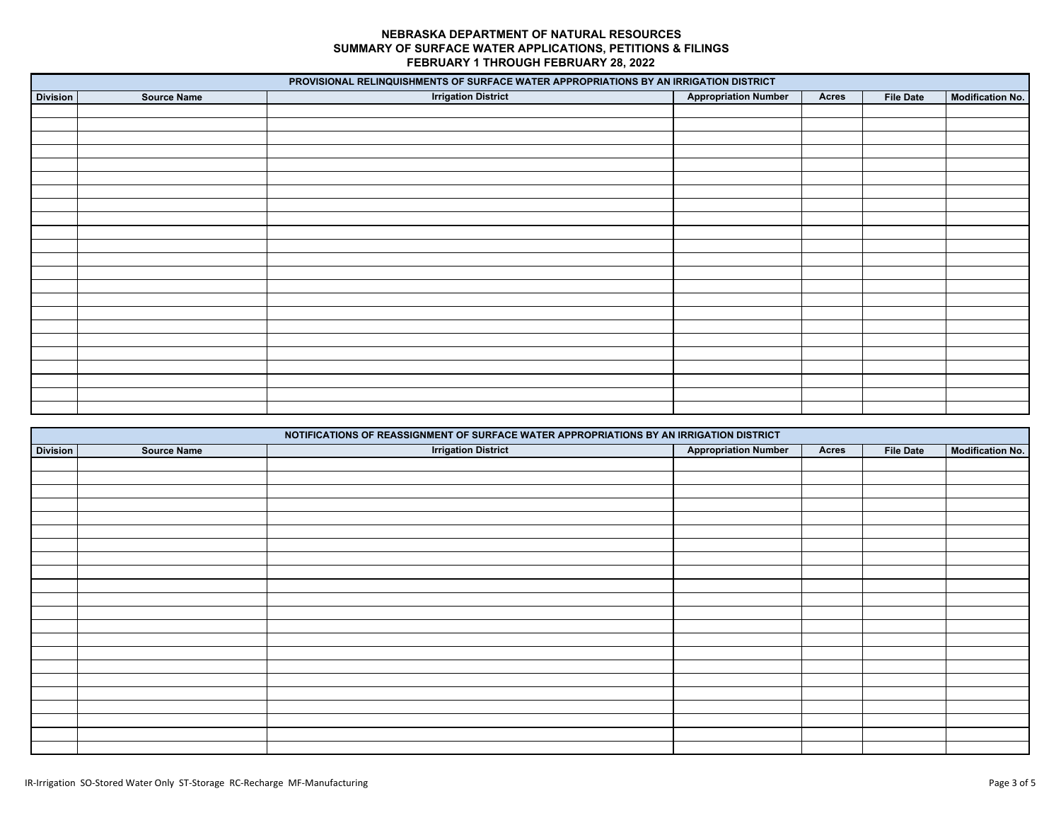**NEBRASKA DEPARTMENT OF NATURAL RESOURCES**
**SUMMARY OF SURFACE WATER APPLICATIONS, PETITIONS & FILINGS**
**FEBRUARY 1 THROUGH FEBRUARY 28, 2022**

| PROVISIONAL RELINQUISHMENTS OF SURFACE WATER APPROPRIATIONS BY AN IRRIGATION DISTRICT | | | | | | |
|---|---|---|---|---|---|---|
| Division | Source Name | Irrigation District | Appropriation Number | Acres | File Date | Modification No. |
| | | | | | | |

| NOTIFICATIONS OF REASSIGNMENT OF SURFACE WATER APPROPRIATIONS BY AN IRRIGATION DISTRICT | | | | | | |
|---|---|---|---|---|---|---|
| Division | Source Name | Irrigation District | Appropriation Number | Acres | File Date | Modification No. |
| | | | | | | |

IR-Irrigation SO-Stored Water Only ST-Storage RC-Recharge MF-Manufacturing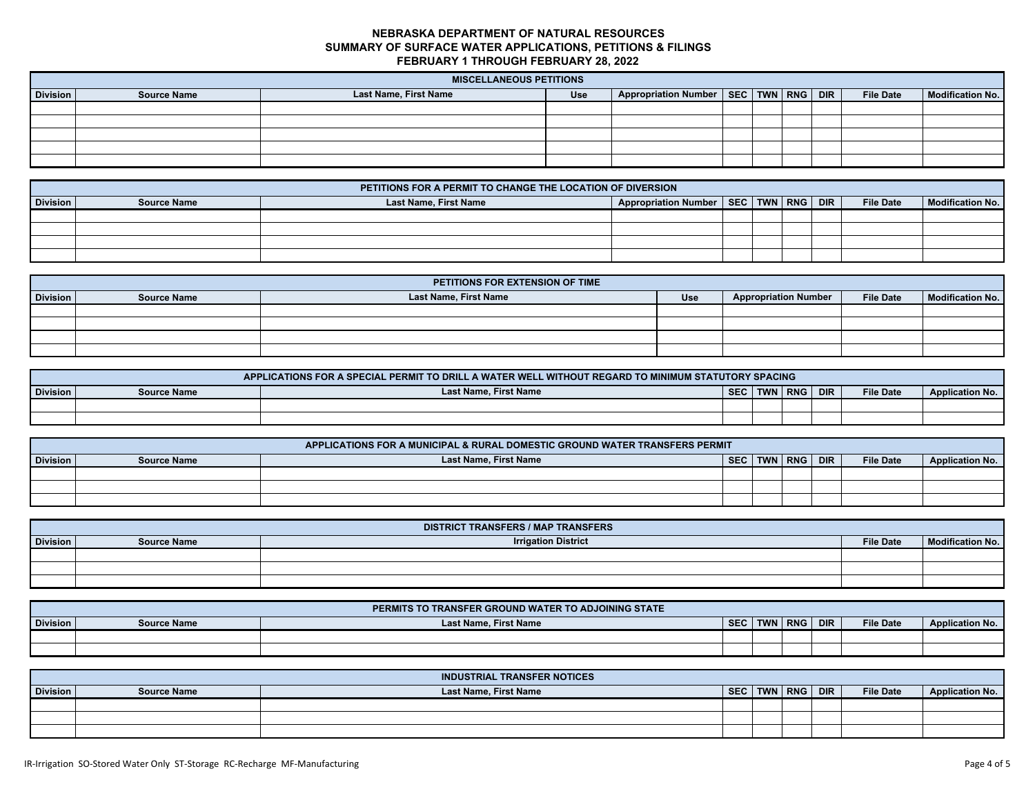# NEBRASKA DEPARTMENT OF NATURAL RESOURCES
## SUMMARY OF SURFACE WATER APPLICATIONS, PETITIONS & FILINGS
### FEBRUARY 1 THROUGH FEBRUARY 28, 2022

**MISCELLANEOUS PETITIONS**

| Division | Source Name | Last Name, First Name | Use | Appropriation Number | SEC | TWN | RNG | DIR | File Date | Modification No. |
|---|---|---|---|---|---|---|---|---|---|---|
| | | | | | | | | | | |
| | | | | | | | | | | |
| | | | | | | | | | | |
| | | | | | | | | | | |
| | | | | | | | | | | |

**PETITIONS FOR A PERMIT TO CHANGE THE LOCATION OF DIVERSION**

| Division | Source Name | Last Name, First Name | Appropriation Number | SEC | TWN | RNG | DIR | File Date | Modification No. |
|---|---|---|---|---|---|---|---|---|---|
| | | | | | | | | | |
| | | | | | | | | | |
| | | | | | | | | | |
| | | | | | | | | | |

**PETITIONS FOR EXTENSION OF TIME**

| Division | Source Name | Last Name, First Name | Use | Appropriation Number | File Date | Modification No. |
|---|---|---|---|---|---|---|
| | | | | | | |
| | | | | | | |
| | | | | | | |
| | | | | | | |

**APPLICATIONS FOR A SPECIAL PERMIT TO DRILL A WATER WELL WITHOUT REGARD TO MINIMUM STATUTORY SPACING**

| Division | Source Name | Last Name, First Name | SEC | TWN | RNG | DIR | File Date | Application No. |
|---|---|---|---|---|---|---|---|---|
| | | | | | | | | |
| | | | | | | | | |

**APPLICATIONS FOR A MUNICIPAL & RURAL DOMESTIC GROUND WATER TRANSFERS PERMIT**

| Division | Source Name | Last Name, First Name | SEC | TWN | RNG | DIR | File Date | Application No. |
|---|---|---|---|---|---|---|---|---|
| | | | | | | | | |
| | | | | | | | | |
| | | | | | | | | |

**DISTRICT TRANSFERS / MAP TRANSFERS**

| Division | Source Name | Irrigation District | File Date | Modification No. |
|---|---|---|---|---|
| | | | | |
| | | | | |
| | | | | |

**PERMITS TO TRANSFER GROUND WATER TO ADJOINING STATE**

| Division | Source Name | Last Name, First Name | SEC | TWN | RNG | DIR | File Date | Application No. |
|---|---|---|---|---|---|---|---|---|
| | | | | | | | | |
| | | | | | | | | |

**INDUSTRIAL TRANSFER NOTICES**

| Division | Source Name | Last Name, First Name | SEC | TWN | RNG | DIR | File Date | Application No. |
|---|---|---|---|---|---|---|---|---|
| | | | | | | | | |
| | | | | | | | | |
| | | | | | | | | |

IR-Irrigation SO-Stored Water Only ST-Storage RC-Recharge MF-Manufacturing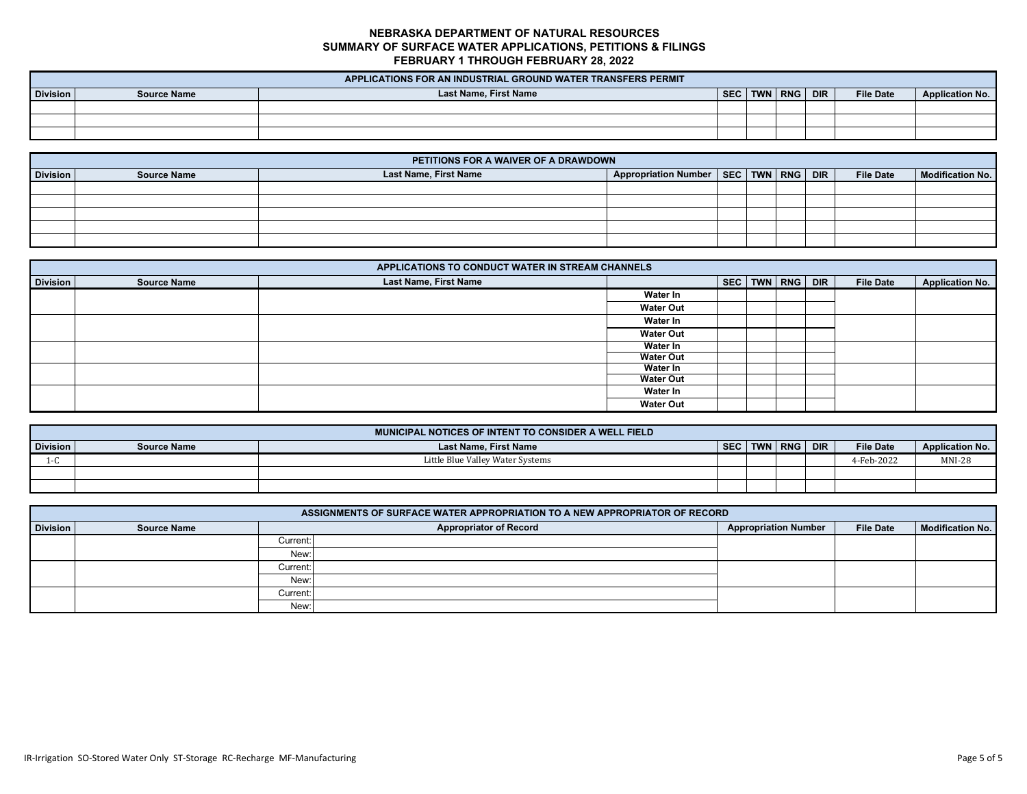# NEBRASKA DEPARTMENT OF NATURAL RESOURCES
## SUMMARY OF SURFACE WATER APPLICATIONS, PETITIONS & FILINGS
## FEBRUARY 1 THROUGH FEBRUARY 28, 2022

### APPLICATIONS FOR AN INDUSTRIAL GROUND WATER TRANSFERS PERMIT

| Division | Source Name | Last Name, First Name | SEC | TWN | RNG | DIR | File Date | Application No. |
|---|---|---|---|---|---|---|---|---|
| | | | | | | | | |
| | | | | | | | | |
| | | | | | | | | |

### PETITIONS FOR A WAIVER OF A DRAWDOWN

| Division | Source Name | Last Name, First Name | Appropriation Number | SEC | TWN | RNG | DIR | File Date | Modification No. |
|---|---|---|---|---|---|---|---|---|---|
| | | | | | | | | | |
| | | | | | | | | | |
| | | | | | | | | | |
| | | | | | | | | | |
| | | | | | | | | | |

### APPLICATIONS TO CONDUCT WATER IN STREAM CHANNELS

| Division | Source Name | Last Name, First Name | | SEC | TWN | RNG | DIR | File Date | Application No. |
|---|---|---|---|---|---|---|---|---|---|
| | | | Water In | | | | | | |
| | | | Water Out | | | | | | |
| | | | Water In | | | | | | |
| | | | Water Out | | | | | | |
| | | | Water In | | | | | | |
| | | | Water Out | | | | | | |
| | | | Water In | | | | | | |
| | | | Water Out | | | | | | |
| | | | Water In | | | | | | |
| | | | Water Out | | | | | | |

### MUNICIPAL NOTICES OF INTENT TO CONSIDER A WELL FIELD

| Division | Source Name | Last Name, First Name | SEC | TWN | RNG | DIR | File Date | Application No. |
|---|---|---|---|---|---|---|---|---|
| 1-C | | Little Blue Valley Water Systems | | | | | 4-Feb-2022 | MNI-28 |
| | | | | | | | | |
| | | | | | | | | |

### ASSIGNMENTS OF SURFACE WATER APPROPRIATION TO A NEW APPROPRIATOR OF RECORD

| Division | Source Name | Appropriator of Record | | Appropriation Number | File Date | Modification No. |
|---|---|---|---|---|---|---|
| | | Current: | | | | |
| | | New: | | | | |
| | | Current: | | | | |
| | | New: | | | | |
| | | Current: | | | | |
| | | New: | | | | |

IR-Irrigation SO-Stored Water Only ST-Storage RC-Recharge MF-Manufacturing